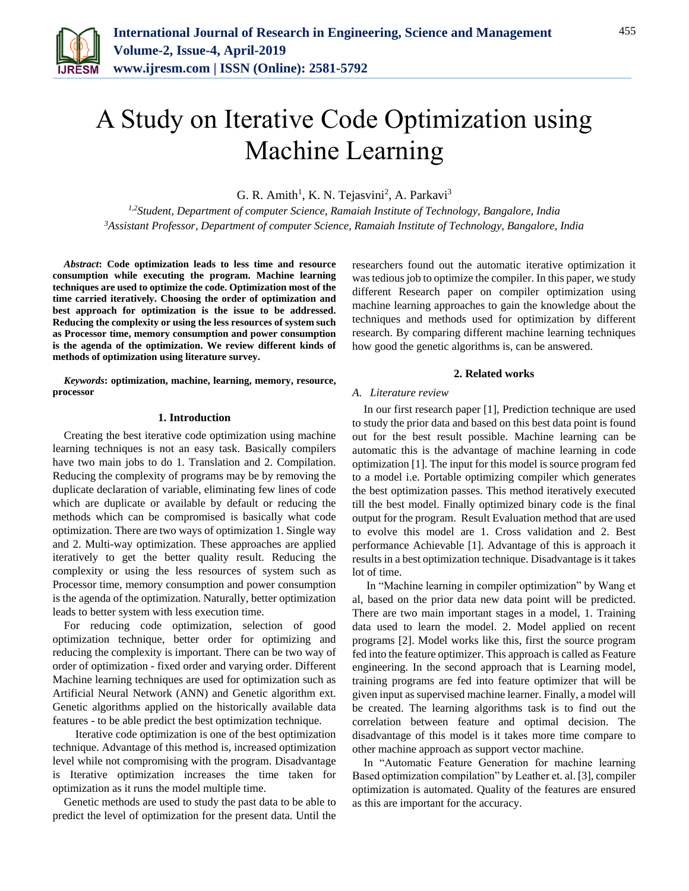# A Study on Iterative Code Optimization using Machine Learning

G. R. Amith[1], K. N. Tejasvini[2], A. Parkavi[3]

[1,2]*Student, Department of computer Science, Ramaiah Institute of Technology, Bangalore, India*
[3]*Assistant Professor, Department of computer Science, Ramaiah Institute of Technology, Bangalore, India*

***Abstract*: Code optimization leads to less time and resource consumption while executing the program. Machine learning techniques are used to optimize the code. Optimization most of the time carried iteratively. Choosing the order of optimization and best approach for optimization is the issue to be addressed. Reducing the complexity or using the less resources of system such as Processor time, memory consumption and power consumption is the agenda of the optimization. We review different kinds of methods of optimization using literature survey.**

***Keywords*: optimization, machine, learning, memory, resource, processor**

## 1. Introduction

Creating the best iterative code optimization using machine learning techniques is not an easy task. Basically compilers have two main jobs to do 1. Translation and 2. Compilation. Reducing the complexity of programs may be by removing the duplicate declaration of variable, eliminating few lines of code which are duplicate or available by default or reducing the methods which can be compromised is basically what code optimization. There are two ways of optimization 1. Single way and 2. Multi-way optimization. These approaches are applied iteratively to get the better quality result. Reducing the complexity or using the less resources of system such as Processor time, memory consumption and power consumption is the agenda of the optimization. Naturally, better optimization leads to better system with less execution time.

For reducing code optimization, selection of good optimization technique, better order for optimizing and reducing the complexity is important. There can be two way of order of optimization - fixed order and varying order. Different Machine learning techniques are used for optimization such as Artificial Neural Network (ANN) and Genetic algorithm ext. Genetic algorithms applied on the historically available data features - to be able predict the best optimization technique.

Iterative code optimization is one of the best optimization technique. Advantage of this method is, increased optimization level while not compromising with the program. Disadvantage is Iterative optimization increases the time taken for optimization as it runs the model multiple time.

Genetic methods are used to study the past data to be able to predict the level of optimization for the present data. Until the researchers found out the automatic iterative optimization it was tedious job to optimize the compiler. In this paper, we study different Research paper on compiler optimization using machine learning approaches to gain the knowledge about the techniques and methods used for optimization by different research. By comparing different machine learning techniques how good the genetic algorithms is, can be answered.

## 2. Related works

### *A. Literature review*

In our first research paper [1], Prediction technique are used to study the prior data and based on this best data point is found out for the best result possible. Machine learning can be automatic this is the advantage of machine learning in code optimization [1]. The input for this model is source program fed to a model i.e. Portable optimizing compiler which generates the best optimization passes. This method iteratively executed till the best model. Finally optimized binary code is the final output for the program. Result Evaluation method that are used to evolve this model are 1. Cross validation and 2. Best performance Achievable [1]. Advantage of this is approach it results in a best optimization technique. Disadvantage is it takes lot of time.

In "Machine learning in compiler optimization" by Wang et al, based on the prior data new data point will be predicted. There are two main important stages in a model, 1. Training data used to learn the model. 2. Model applied on recent programs [2]. Model works like this, first the source program fed into the feature optimizer. This approach is called as Feature engineering. In the second approach that is Learning model, training programs are fed into feature optimizer that will be given input as supervised machine learner. Finally, a model will be created. The learning algorithms task is to find out the correlation between feature and optimal decision. The disadvantage of this model is it takes more time compare to other machine approach as support vector machine.

In "Automatic Feature Generation for machine learning Based optimization compilation" by Leather et. al. [3], compiler optimization is automated. Quality of the features are ensured as this are important for the accuracy.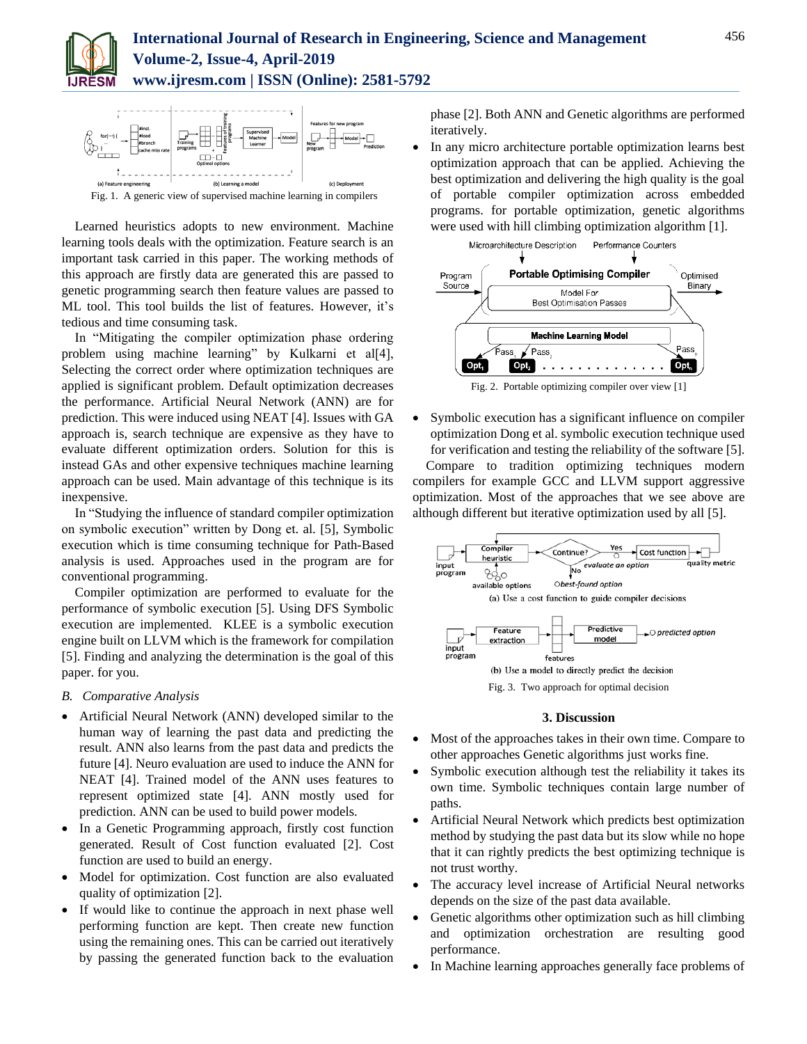Fig. 1. A generic view of supervised machine learning in compilers

Learned heuristics adopts to new environment. Machine learning tools deals with the optimization. Feature search is an important task carried in this paper. The working methods of this approach are firstly data are generated this are passed to genetic programming search then feature values are passed to ML tool. This tool builds the list of features. However, it's tedious and time consuming task.

In "Mitigating the compiler optimization phase ordering problem using machine learning" by Kulkarni et al[4], Selecting the correct order where optimization techniques are applied is significant problem. Default optimization decreases the performance. Artificial Neural Network (ANN) are for prediction. This were induced using NEAT [4]. Issues with GA approach is, search technique are expensive as they have to evaluate different optimization orders. Solution for this is instead GAs and other expensive techniques machine learning approach can be used. Main advantage of this technique is its inexpensive.

In "Studying the influence of standard compiler optimization on symbolic execution" written by Dong et. al. [5], Symbolic execution which is time consuming technique for Path-Based analysis is used. Approaches used in the program are for conventional programming.

Compiler optimization are performed to evaluate for the performance of symbolic execution [5]. Using DFS Symbolic execution are implemented. KLEE is a symbolic execution engine built on LLVM which is the framework for compilation [5]. Finding and analyzing the determination is the goal of this paper. for you.

### *B. Comparative Analysis*

- Artificial Neural Network (ANN) developed similar to the human way of learning the past data and predicting the result. ANN also learns from the past data and predicts the future [4]. Neuro evaluation are used to induce the ANN for NEAT [4]. Trained model of the ANN uses features to represent optimized state [4]. ANN mostly used for prediction. ANN can be used to build power models.
- In a Genetic Programming approach, firstly cost function generated. Result of Cost function evaluated [2]. Cost function are used to build an energy.
- Model for optimization. Cost function are also evaluated quality of optimization [2].
- If would like to continue the approach in next phase well performing function are kept. Then create new function using the remaining ones. This can be carried out iteratively by passing the generated function back to the evaluation phase [2]. Both ANN and Genetic algorithms are performed iteratively.
- In any micro architecture portable optimization learns best optimization approach that can be applied. Achieving the best optimization and delivering the high quality is the goal of portable compiler optimization across embedded programs. for portable optimization, genetic algorithms were used with hill climbing optimization algorithm [1].

Fig. 2. Portable optimizing compiler over view [1]

- Symbolic execution has a significant influence on compiler optimization Dong et al. symbolic execution technique used for verification and testing the reliability of the software [5].

Compare to tradition optimizing techniques modern compilers for example GCC and LLVM support aggressive optimization. Most of the approaches that we see above are although different but iterative optimization used by all [5].

(a) Use a cost function to guide compiler decisions

(b) Use a model to directly predict the decision

Fig. 3. Two approach for optimal decision

## 3. Discussion

- Most of the approaches takes in their own time. Compare to other approaches Genetic algorithms just works fine.
- Symbolic execution although test the reliability it takes its own time. Symbolic techniques contain large number of paths.
- Artificial Neural Network which predicts best optimization method by studying the past data but its slow while no hope that it can rightly predicts the best optimizing technique is not trust worthy.
- The accuracy level increase of Artificial Neural networks depends on the size of the past data available.
- Genetic algorithms other optimization such as hill climbing and optimization orchestration are resulting good performance.
- In Machine learning approaches generally face problems of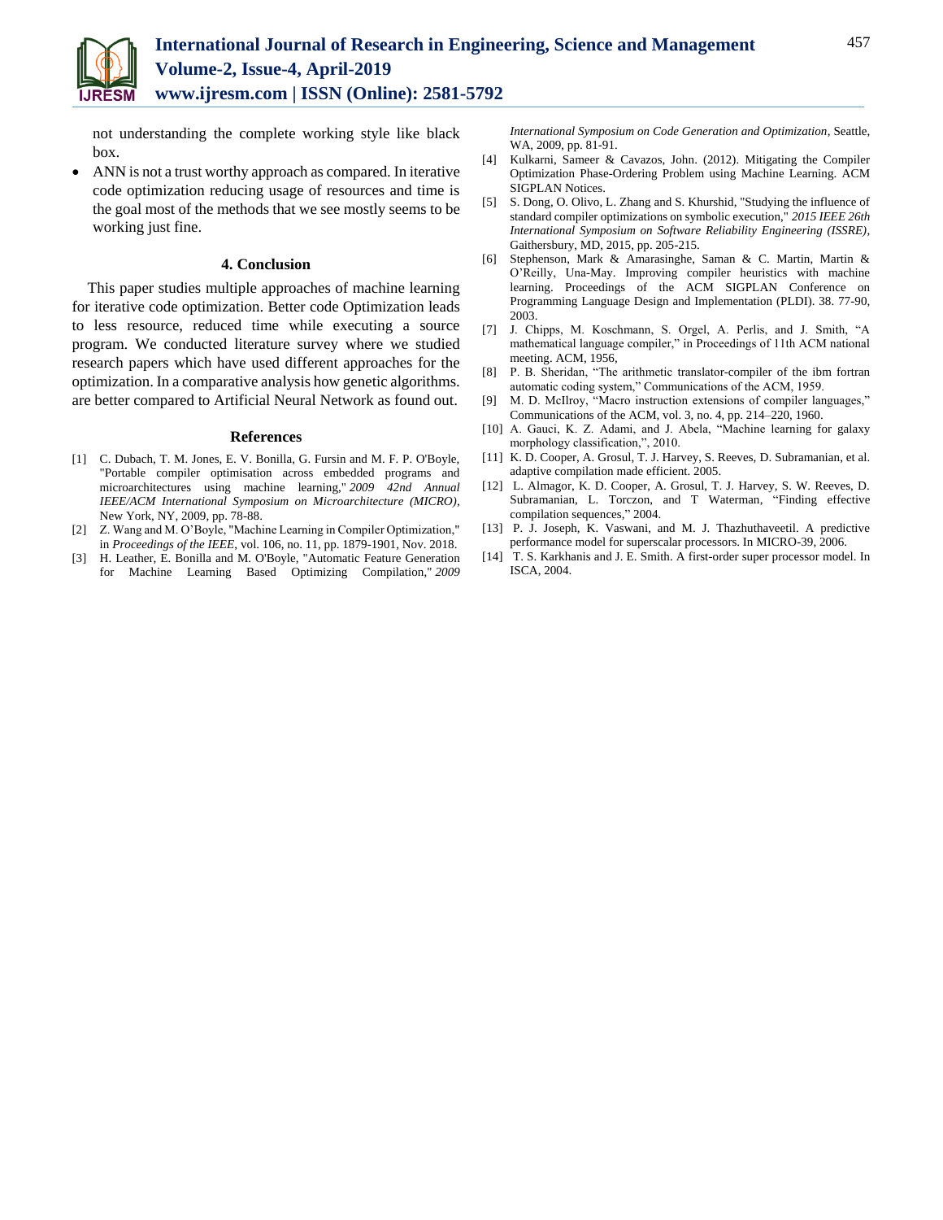not understanding the complete working style like black box.

- ANN is not a trust worthy approach as compared. In iterative code optimization reducing usage of resources and time is the goal most of the methods that we see mostly seems to be working just fine.

## 4. Conclusion

This paper studies multiple approaches of machine learning for iterative code optimization. Better code Optimization leads to less resource, reduced time while executing a source program. We conducted literature survey where we studied research papers which have used different approaches for the optimization. In a comparative analysis how genetic algorithms. are better compared to Artificial Neural Network as found out.

## References

[1] C. Dubach, T. M. Jones, E. V. Bonilla, G. Fursin and M. F. P. O'Boyle, "Portable compiler optimisation across embedded programs and microarchitectures using machine learning," *2009 42nd Annual IEEE/ACM International Symposium on Microarchitecture (MICRO)*, New York, NY, 2009, pp. 78-88.

[2] Z. Wang and M. O'Boyle, "Machine Learning in Compiler Optimization," in *Proceedings of the IEEE*, vol. 106, no. 11, pp. 1879-1901, Nov. 2018.

[3] H. Leather, E. Bonilla and M. O'Boyle, "Automatic Feature Generation for Machine Learning Based Optimizing Compilation," *2009 International Symposium on Code Generation and Optimization*, Seattle, WA, 2009, pp. 81-91.

[4] Kulkarni, Sameer & Cavazos, John. (2012). Mitigating the Compiler Optimization Phase-Ordering Problem using Machine Learning. ACM SIGPLAN Notices.

[5] S. Dong, O. Olivo, L. Zhang and S. Khurshid, "Studying the influence of standard compiler optimizations on symbolic execution," *2015 IEEE 26th International Symposium on Software Reliability Engineering (ISSRE)*, Gaithersbury, MD, 2015, pp. 205-215.

[6] Stephenson, Mark & Amarasinghe, Saman & C. Martin, Martin & O'Reilly, Una-May. Improving compiler heuristics with machine learning. Proceedings of the ACM SIGPLAN Conference on Programming Language Design and Implementation (PLDI). 38. 77-90, 2003.

[7] J. Chipps, M. Koschmann, S. Orgel, A. Perlis, and J. Smith, "A mathematical language compiler," in Proceedings of 11th ACM national meeting. ACM, 1956,

[8] P. B. Sheridan, "The arithmetic translator-compiler of the ibm fortran automatic coding system," Communications of the ACM, 1959.

[9] M. D. McIlroy, "Macro instruction extensions of compiler languages," Communications of the ACM, vol. 3, no. 4, pp. 214–220, 1960.

[10] A. Gauci, K. Z. Adami, and J. Abela, "Machine learning for galaxy morphology classification,", 2010.

[11] K. D. Cooper, A. Grosul, T. J. Harvey, S. Reeves, D. Subramanian, et al. adaptive compilation made efficient. 2005.

[12] L. Almagor, K. D. Cooper, A. Grosul, T. J. Harvey, S. W. Reeves, D. Subramanian, L. Torczon, and T Waterman, "Finding effective compilation sequences," 2004.

[13] P. J. Joseph, K. Vaswani, and M. J. Thazhuthaveetil. A predictive performance model for superscalar processors. In MICRO-39, 2006.

[14] T. S. Karkhanis and J. E. Smith. A first-order super processor model. In ISCA, 2004.